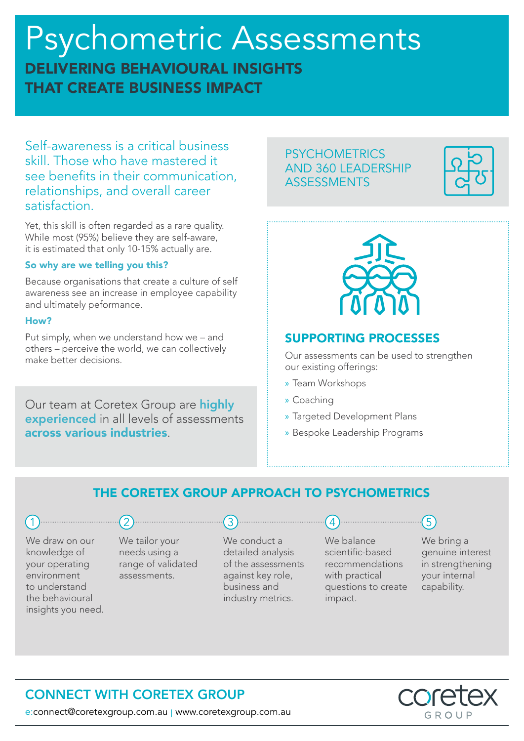# Psychometric Assessments

## DELIVERING BEHAVIOURAL INSIGHTS THAT CREATE BUSINESS IMPACT

Self-awareness is a critical business skill. Those who have mastered it see benefits in their communication, relationships, and overall career satisfaction.

Yet, this skill is often regarded as a rare quality. While most (95%) believe they are self-aware, it is estimated that only 10-15% actually are.

**So why are we telling you this?**

Because organisations that create a culture of self awareness see an increase in employee capability and ultimately peformance.

**How?**

Put simply, when we understand how we – and others – perceive the world, we can collectively make better decisions.

Our team at Coretex Group are **highly experienced** in all levels of assessments **across various industries**.

PSYCHOMETRICS AND 360 LEADERSHIP ASSESSMENTS

## SUPPORTING PROCESSES

Our assessments can be used to strengthen our existing offerings:

- Team Workshops
- Coaching
- Targeted Development Plans
- Bespoke Leadership Programs

## THE CORETEX GROUP APPROACH TO PSYCHOMETRICS

1. We draw on our knowledge of your operating environment to understand the behavioural insights you need.
2. We tailor your needs using a range of validated assessments.
3. We conduct a detailed analysis of the assessments against key role, business and industry metrics.
4. We balance scientific-based recommendations with practical questions to create impact.
5. We bring a genuine interest in strengthening your internal capability.

## CONNECT WITH CORETEX GROUP

e:connect@coretexgroup.com.au | www.coretexgroup.com.au

coretex GROUP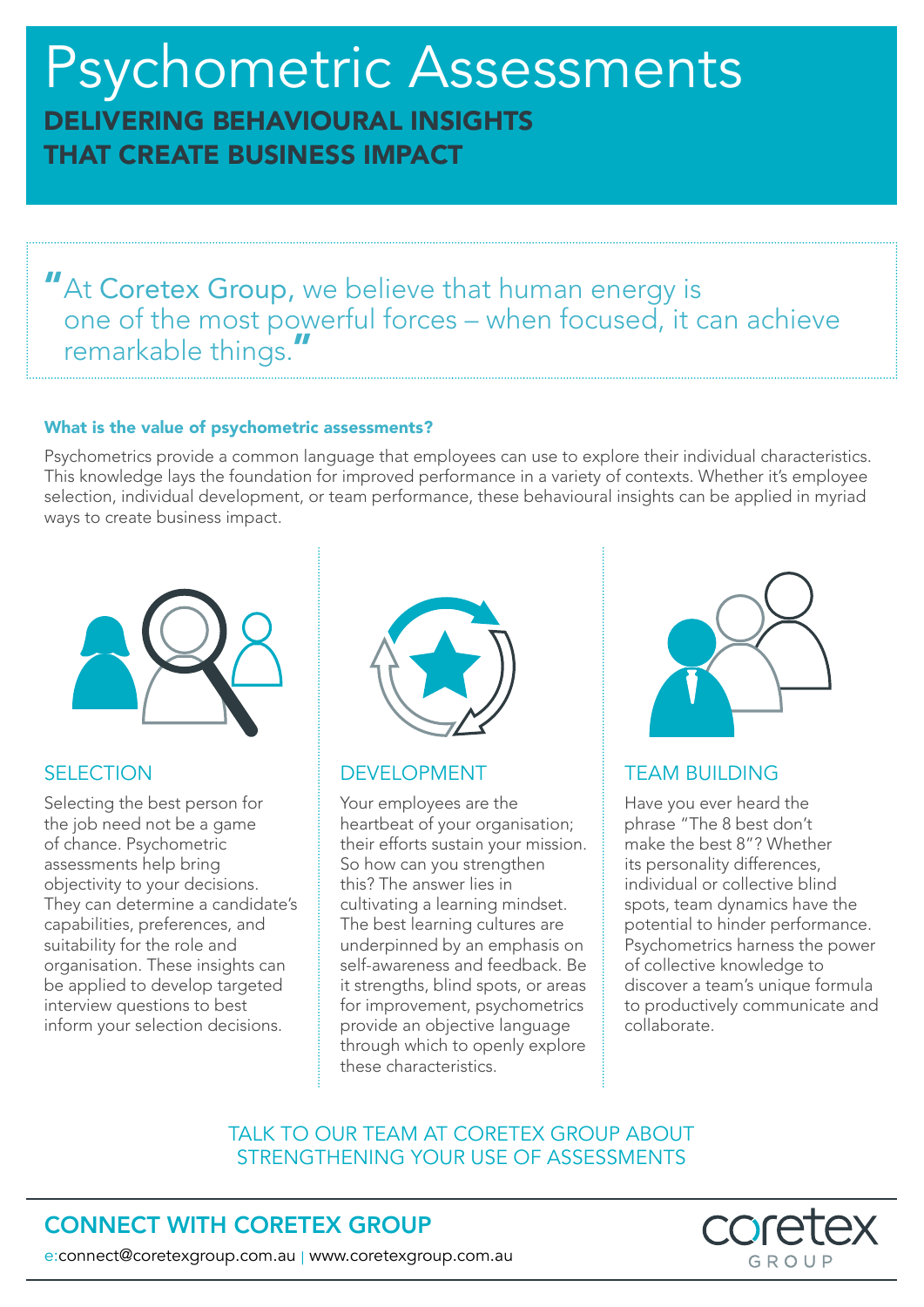# Psychometric Assessments

## DELIVERING BEHAVIOURAL INSIGHTS THAT CREATE BUSINESS IMPACT

> "At Coretex Group, we believe that human energy is one of the most powerful forces – when focused, it can achieve remarkable things."

### What is the value of psychometric assessments?

Psychometrics provide a common language that employees can use to explore their individual characteristics. This knowledge lays the foundation for improved performance in a variety of contexts. Whether it's employee selection, individual development, or team performance, these behavioural insights can be applied in myriad ways to create business impact.

### SELECTION

Selecting the best person for the job need not be a game of chance. Psychometric assessments help bring objectivity to your decisions. They can determine a candidate's capabilities, preferences, and suitability for the role and organisation. These insights can be applied to develop targeted interview questions to best inform your selection decisions.

### DEVELOPMENT

Your employees are the heartbeat of your organisation; their efforts sustain your mission. So how can you strengthen this? The answer lies in cultivating a learning mindset. The best learning cultures are underpinned by an emphasis on self-awareness and feedback. Be it strengths, blind spots, or areas for improvement, psychometrics provide an objective language through which to openly explore these characteristics.

### TEAM BUILDING

Have you ever heard the phrase "The 8 best don't make the best 8"? Whether its personality differences, individual or collective blind spots, team dynamics have the potential to hinder performance. Psychometrics harness the power of collective knowledge to discover a team's unique formula to productively communicate and collaborate.

TALK TO OUR TEAM AT CORETEX GROUP ABOUT STRENGTHENING YOUR USE OF ASSESSMENTS

## CONNECT WITH CORETEX GROUP

e:connect@coretexgroup.com.au | www.coretexgroup.com.au

coretex GROUP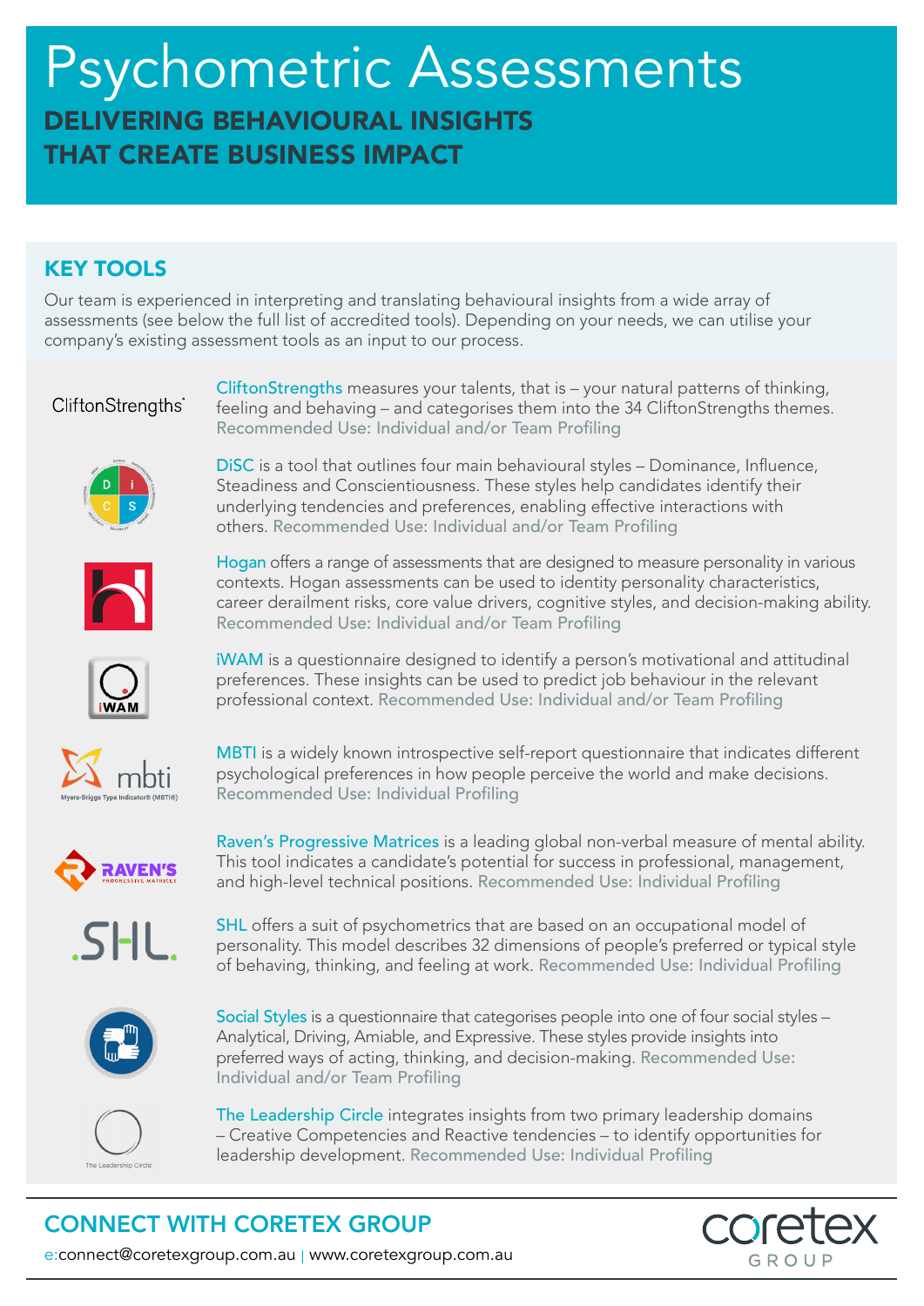# Psychometric Assessments

## DELIVERING BEHAVIOURAL INSIGHTS THAT CREATE BUSINESS IMPACT

## KEY TOOLS

Our team is experienced in interpreting and translating behavioural insights from a wide array of assessments (see below the full list of accredited tools). Depending on your needs, we can utilise your company's existing assessment tools as an input to our process.

**CliftonStrengths** measures your talents, that is – your natural patterns of thinking, feeling and behaving – and categorises them into the 34 CliftonStrengths themes. Recommended Use: Individual and/or Team Profiling

**DiSC** is a tool that outlines four main behavioural styles – Dominance, Influence, Steadiness and Conscientiousness. These styles help candidates identify their underlying tendencies and preferences, enabling effective interactions with others. Recommended Use: Individual and/or Team Profiling

**Hogan** offers a range of assessments that are designed to measure personality in various contexts. Hogan assessments can be used to identity personality characteristics, career derailment risks, core value drivers, cognitive styles, and decision-making ability. Recommended Use: Individual and/or Team Profiling

**iWAM** is a questionnaire designed to identify a person's motivational and attitudinal preferences. These insights can be used to predict job behaviour in the relevant professional context. Recommended Use: Individual and/or Team Profiling

**MBTI** is a widely known introspective self-report questionnaire that indicates different psychological preferences in how people perceive the world and make decisions. Recommended Use: Individual Profiling

**Raven's Progressive Matrices** is a leading global non-verbal measure of mental ability. This tool indicates a candidate's potential for success in professional, management, and high-level technical positions. Recommended Use: Individual Profiling

**SHL** offers a suit of psychometrics that are based on an occupational model of personality. This model describes 32 dimensions of people's preferred or typical style of behaving, thinking, and feeling at work. Recommended Use: Individual Profiling

**Social Styles** is a questionnaire that categorises people into one of four social styles – Analytical, Driving, Amiable, and Expressive. These styles provide insights into preferred ways of acting, thinking, and decision-making. Recommended Use: Individual and/or Team Profiling

**The Leadership Circle** integrates insights from two primary leadership domains – Creative Competencies and Reactive tendencies – to identify opportunities for leadership development. Recommended Use: Individual Profiling

## CONNECT WITH CORETEX GROUP

e:connect@coretexgroup.com.au | www.coretexgroup.com.au